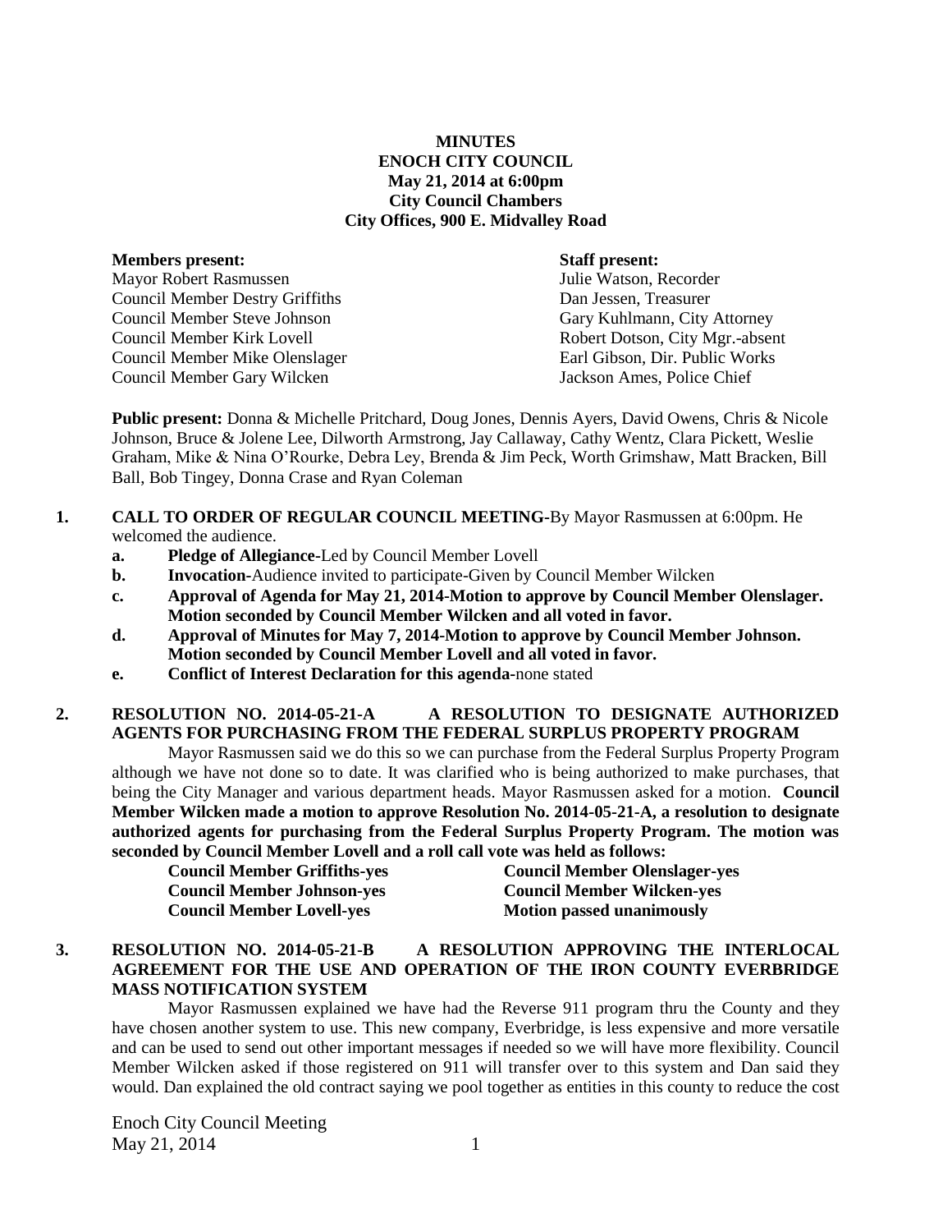**MINUTES**
**ENOCH CITY COUNCIL**
**May 21, 2014 at 6:00pm**
**City Council Chambers**
**City Offices, 900 E. Midvalley Road**

| **Members present:** | **Staff present:** |
|---|---|
| Mayor Robert Rasmussen | Julie Watson, Recorder |
| Council Member Destry Griffiths | Dan Jessen, Treasurer |
| Council Member Steve Johnson | Gary Kuhlmann, City Attorney |
| Council Member Kirk Lovell | Robert Dotson, City Mgr.-absent |
| Council Member Mike Olenslager | Earl Gibson, Dir. Public Works |
| Council Member Gary Wilcken | Jackson Ames, Police Chief |

**Public present:** Donna & Michelle Pritchard, Doug Jones, Dennis Ayers, David Owens, Chris & Nicole Johnson, Bruce & Jolene Lee, Dilworth Armstrong, Jay Callaway, Cathy Wentz, Clara Pickett, Weslie Graham, Mike & Nina O'Rourke, Debra Ley, Brenda & Jim Peck, Worth Grimshaw, Matt Bracken, Bill Ball, Bob Tingey, Donna Crase and Ryan Coleman

1. **CALL TO ORDER OF REGULAR COUNCIL MEETING-**By Mayor Rasmussen at 6:00pm. He welcomed the audience.
   a. **Pledge of Allegiance-**Led by Council Member Lovell
   b. **Invocation-**Audience invited to participate-Given by Council Member Wilcken
   c. **Approval of Agenda for May 21, 2014-Motion to approve by Council Member Olenslager. Motion seconded by Council Member Wilcken and all voted in favor.**
   d. **Approval of Minutes for May 7, 2014-Motion to approve by Council Member Johnson. Motion seconded by Council Member Lovell and all voted in favor.**
   e. **Conflict of Interest Declaration for this agenda-**none stated

2. **RESOLUTION NO. 2014-05-21-A A RESOLUTION TO DESIGNATE AUTHORIZED AGENTS FOR PURCHASING FROM THE FEDERAL SURPLUS PROPERTY PROGRAM**

   Mayor Rasmussen said we do this so we can purchase from the Federal Surplus Property Program although we have not done so to date. It was clarified who is being authorized to make purchases, that being the City Manager and various department heads. Mayor Rasmussen asked for a motion. **Council Member Wilcken made a motion to approve Resolution No. 2014-05-21-A, a resolution to designate authorized agents for purchasing from the Federal Surplus Property Program. The motion was seconded by Council Member Lovell and a roll call vote was held as follows:**

   | | |
   |---|---|
   | **Council Member Griffiths-yes** | **Council Member Olenslager-yes** |
   | **Council Member Johnson-yes** | **Council Member Wilcken-yes** |
   | **Council Member Lovell-yes** | **Motion passed unanimously** |

3. **RESOLUTION NO. 2014-05-21-B A RESOLUTION APPROVING THE INTERLOCAL AGREEMENT FOR THE USE AND OPERATION OF THE IRON COUNTY EVERBRIDGE MASS NOTIFICATION SYSTEM**

   Mayor Rasmussen explained we have had the Reverse 911 program thru the County and they have chosen another system to use. This new company, Everbridge, is less expensive and more versatile and can be used to send out other important messages if needed so we will have more flexibility. Council Member Wilcken asked if those registered on 911 will transfer over to this system and Dan said they would. Dan explained the old contract saying we pool together as entities in this county to reduce the cost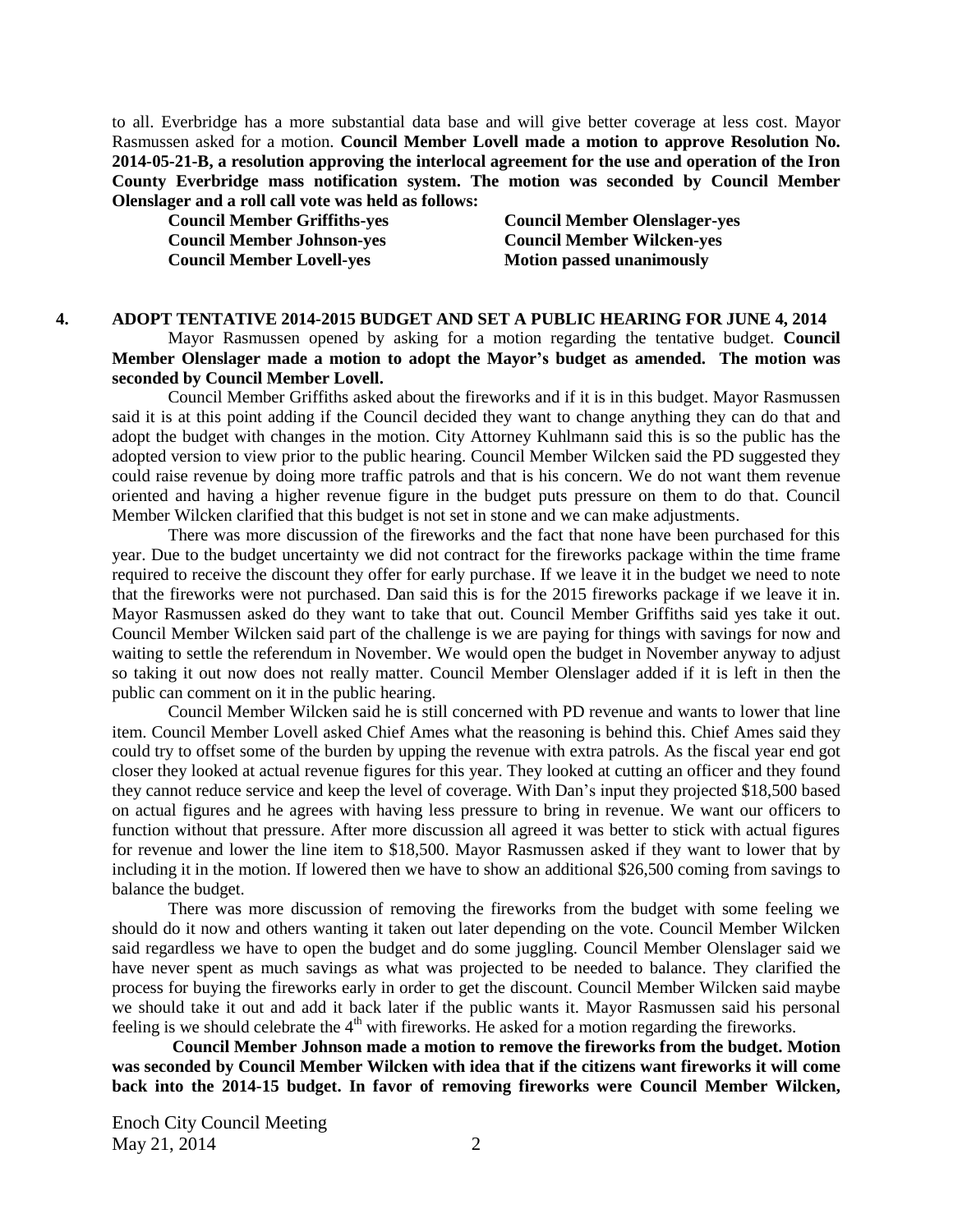to all. Everbridge has a more substantial data base and will give better coverage at less cost. Mayor Rasmussen asked for a motion. **Council Member Lovell made a motion to approve Resolution No. 2014-05-21-B, a resolution approving the interlocal agreement for the use and operation of the Iron County Everbridge mass notification system. The motion was seconded by Council Member Olenslager and a roll call vote was held as follows:**

**Council Member Griffiths-yes**
**Council Member Johnson-yes**
**Council Member Lovell-yes**
**Council Member Olenslager-yes**
**Council Member Wilcken-yes**
**Motion passed unanimously**

## 4. ADOPT TENTATIVE 2014-2015 BUDGET AND SET A PUBLIC HEARING FOR JUNE 4, 2014

Mayor Rasmussen opened by asking for a motion regarding the tentative budget. **Council Member Olenslager made a motion to adopt the Mayor's budget as amended. The motion was seconded by Council Member Lovell.**

Council Member Griffiths asked about the fireworks and if it is in this budget. Mayor Rasmussen said it is at this point adding if the Council decided they want to change anything they can do that and adopt the budget with changes in the motion. City Attorney Kuhlmann said this is so the public has the adopted version to view prior to the public hearing. Council Member Wilcken said the PD suggested they could raise revenue by doing more traffic patrols and that is his concern. We do not want them revenue oriented and having a higher revenue figure in the budget puts pressure on them to do that. Council Member Wilcken clarified that this budget is not set in stone and we can make adjustments.

There was more discussion of the fireworks and the fact that none have been purchased for this year. Due to the budget uncertainty we did not contract for the fireworks package within the time frame required to receive the discount they offer for early purchase. If we leave it in the budget we need to note that the fireworks were not purchased. Dan said this is for the 2015 fireworks package if we leave it in. Mayor Rasmussen asked do they want to take that out. Council Member Griffiths said yes take it out. Council Member Wilcken said part of the challenge is we are paying for things with savings for now and waiting to settle the referendum in November. We would open the budget in November anyway to adjust so taking it out now does not really matter. Council Member Olenslager added if it is left in then the public can comment on it in the public hearing.

Council Member Wilcken said he is still concerned with PD revenue and wants to lower that line item. Council Member Lovell asked Chief Ames what the reasoning is behind this. Chief Ames said they could try to offset some of the burden by upping the revenue with extra patrols. As the fiscal year end got closer they looked at actual revenue figures for this year. They looked at cutting an officer and they found they cannot reduce service and keep the level of coverage. With Dan's input they projected $18,500 based on actual figures and he agrees with having less pressure to bring in revenue. We want our officers to function without that pressure. After more discussion all agreed it was better to stick with actual figures for revenue and lower the line item to $18,500. Mayor Rasmussen asked if they want to lower that by including it in the motion. If lowered then we have to show an additional $26,500 coming from savings to balance the budget.

There was more discussion of removing the fireworks from the budget with some feeling we should do it now and others wanting it taken out later depending on the vote. Council Member Wilcken said regardless we have to open the budget and do some juggling. Council Member Olenslager said we have never spent as much savings as what was projected to be needed to balance. They clarified the process for buying the fireworks early in order to get the discount. Council Member Wilcken said maybe we should take it out and add it back later if the public wants it. Mayor Rasmussen said his personal feeling is we should celebrate the 4th with fireworks. He asked for a motion regarding the fireworks.

**Council Member Johnson made a motion to remove the fireworks from the budget. Motion was seconded by Council Member Wilcken with idea that if the citizens want fireworks it will come back into the 2014-15 budget. In favor of removing fireworks were Council Member Wilcken,**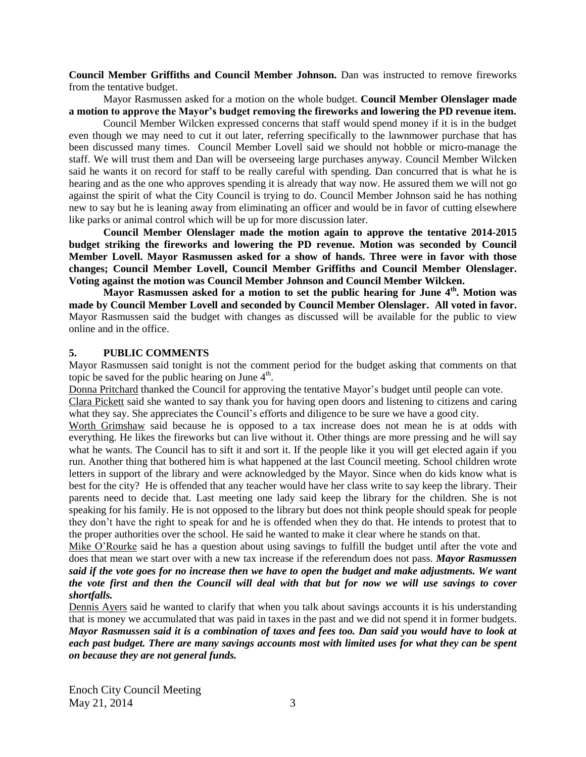**Council Member Griffiths and Council Member Johnson.** Dan was instructed to remove fireworks from the tentative budget.

Mayor Rasmussen asked for a motion on the whole budget. **Council Member Olenslager made a motion to approve the Mayor's budget removing the fireworks and lowering the PD revenue item.**

Council Member Wilcken expressed concerns that staff would spend money if it is in the budget even though we may need to cut it out later, referring specifically to the lawnmower purchase that has been discussed many times. Council Member Lovell said we should not hobble or micro-manage the staff. We will trust them and Dan will be overseeing large purchases anyway. Council Member Wilcken said he wants it on record for staff to be really careful with spending. Dan concurred that is what he is hearing and as the one who approves spending it is already that way now. He assured them we will not go against the spirit of what the City Council is trying to do. Council Member Johnson said he has nothing new to say but he is leaning away from eliminating an officer and would be in favor of cutting elsewhere like parks or animal control which will be up for more discussion later.

**Council Member Olenslager made the motion again to approve the tentative 2014-2015 budget striking the fireworks and lowering the PD revenue. Motion was seconded by Council Member Lovell. Mayor Rasmussen asked for a show of hands. Three were in favor with those changes; Council Member Lovell, Council Member Griffiths and Council Member Olenslager. Voting against the motion was Council Member Johnson and Council Member Wilcken.**

**Mayor Rasmussen asked for a motion to set the public hearing for June 4th. Motion was made by Council Member Lovell and seconded by Council Member Olenslager. All voted in favor.** Mayor Rasmussen said the budget with changes as discussed will be available for the public to view online and in the office.

## 5. PUBLIC COMMENTS

Mayor Rasmussen said tonight is not the comment period for the budget asking that comments on that topic be saved for the public hearing on June 4th.

Donna Pritchard thanked the Council for approving the tentative Mayor's budget until people can vote.

Clara Pickett said she wanted to say thank you for having open doors and listening to citizens and caring what they say. She appreciates the Council's efforts and diligence to be sure we have a good city.

Worth Grimshaw said because he is opposed to a tax increase does not mean he is at odds with everything. He likes the fireworks but can live without it. Other things are more pressing and he will say what he wants. The Council has to sift it and sort it. If the people like it you will get elected again if you run. Another thing that bothered him is what happened at the last Council meeting. School children wrote letters in support of the library and were acknowledged by the Mayor. Since when do kids know what is best for the city? He is offended that any teacher would have her class write to say keep the library. Their parents need to decide that. Last meeting one lady said keep the library for the children. She is not speaking for his family. He is not opposed to the library but does not think people should speak for people they don't have the right to speak for and he is offended when they do that. He intends to protest that to the proper authorities over the school. He said he wanted to make it clear where he stands on that.

Mike O'Rourke said he has a question about using savings to fulfill the budget until after the vote and does that mean we start over with a new tax increase if the referendum does not pass. ***Mayor Rasmussen said if the vote goes for no increase then we have to open the budget and make adjustments. We want the vote first and then the Council will deal with that but for now we will use savings to cover shortfalls.***

Dennis Ayers said he wanted to clarify that when you talk about savings accounts it is his understanding that is money we accumulated that was paid in taxes in the past and we did not spend it in former budgets. ***Mayor Rasmussen said it is a combination of taxes and fees too. Dan said you would have to look at each past budget. There are many savings accounts most with limited uses for what they can be spent on because they are not general funds.***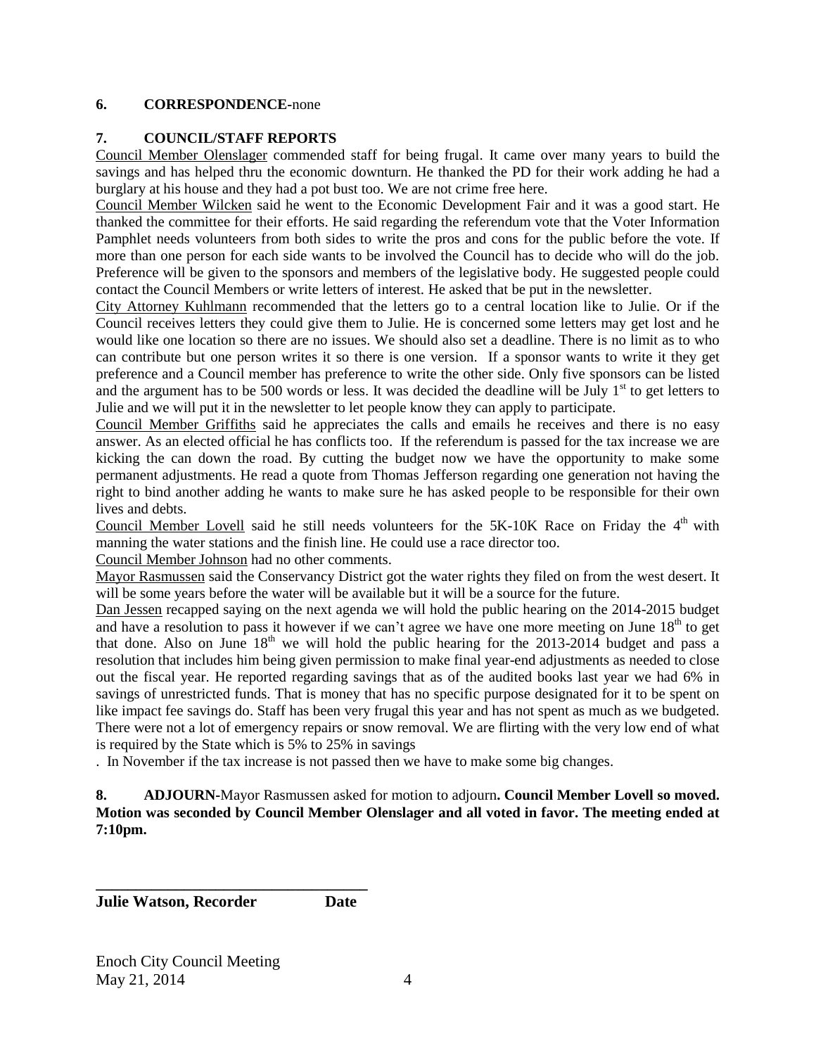**6. CORRESPONDENCE-**none

**7. COUNCIL/STAFF REPORTS**

Council Member Olenslager commended staff for being frugal. It came over many years to build the savings and has helped thru the economic downturn. He thanked the PD for their work adding he had a burglary at his house and they had a pot bust too. We are not crime free here.

Council Member Wilcken said he went to the Economic Development Fair and it was a good start. He thanked the committee for their efforts. He said regarding the referendum vote that the Voter Information Pamphlet needs volunteers from both sides to write the pros and cons for the public before the vote. If more than one person for each side wants to be involved the Council has to decide who will do the job. Preference will be given to the sponsors and members of the legislative body. He suggested people could contact the Council Members or write letters of interest. He asked that be put in the newsletter.

City Attorney Kuhlmann recommended that the letters go to a central location like to Julie. Or if the Council receives letters they could give them to Julie. He is concerned some letters may get lost and he would like one location so there are no issues. We should also set a deadline. There is no limit as to who can contribute but one person writes it so there is one version. If a sponsor wants to write it they get preference and a Council member has preference to write the other side. Only five sponsors can be listed and the argument has to be 500 words or less. It was decided the deadline will be July 1st to get letters to Julie and we will put it in the newsletter to let people know they can apply to participate.

Council Member Griffiths said he appreciates the calls and emails he receives and there is no easy answer. As an elected official he has conflicts too. If the referendum is passed for the tax increase we are kicking the can down the road. By cutting the budget now we have the opportunity to make some permanent adjustments. He read a quote from Thomas Jefferson regarding one generation not having the right to bind another adding he wants to make sure he has asked people to be responsible for their own lives and debts.

Council Member Lovell said he still needs volunteers for the 5K-10K Race on Friday the 4th with manning the water stations and the finish line. He could use a race director too.

Council Member Johnson had no other comments.

Mayor Rasmussen said the Conservancy District got the water rights they filed on from the west desert. It will be some years before the water will be available but it will be a source for the future.

Dan Jessen recapped saying on the next agenda we will hold the public hearing on the 2014-2015 budget and have a resolution to pass it however if we can't agree we have one more meeting on June 18th to get that done. Also on June 18th we will hold the public hearing for the 2013-2014 budget and pass a resolution that includes him being given permission to make final year-end adjustments as needed to close out the fiscal year. He reported regarding savings that as of the audited books last year we had 6% in savings of unrestricted funds. That is money that has no specific purpose designated for it to be spent on like impact fee savings do. Staff has been very frugal this year and has not spent as much as we budgeted. There were not a lot of emergency repairs or snow removal. We are flirting with the very low end of what is required by the State which is 5% to 25% in savings

. In November if the tax increase is not passed then we have to make some big changes.

**8. ADJOURN-**Mayor Rasmussen asked for motion to adjourn**. Council Member Lovell so moved. Motion was seconded by Council Member Olenslager and all voted in favor. The meeting ended at 7:10pm.**

\_\_\_\_\_\_\_\_\_\_\_\_\_\_\_\_\_\_\_\_\_\_\_\_\_\_\_\_\_\_\_\_\_\_\_\_

**Julie Watson, Recorder Date**

Enoch City Council Meeting
May 21, 2014